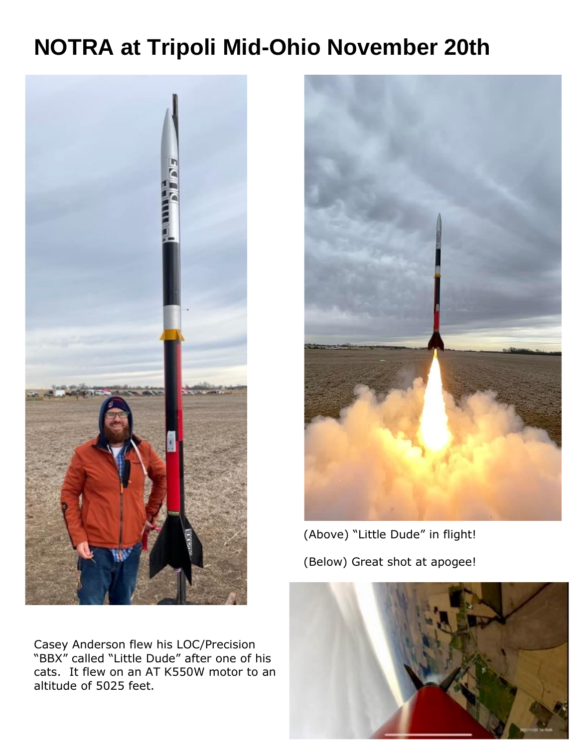# NOTRA at Tripoli Mid-Ohio November 20th

(Above) "Little Dude" in flight!

(Below) Great shot at apogee!

Casey Anderson flew his LOC/Precision "BBX" called "Little Dude" after one of his cats. It flew on an AT K550W motor to an altitude of 5025 feet.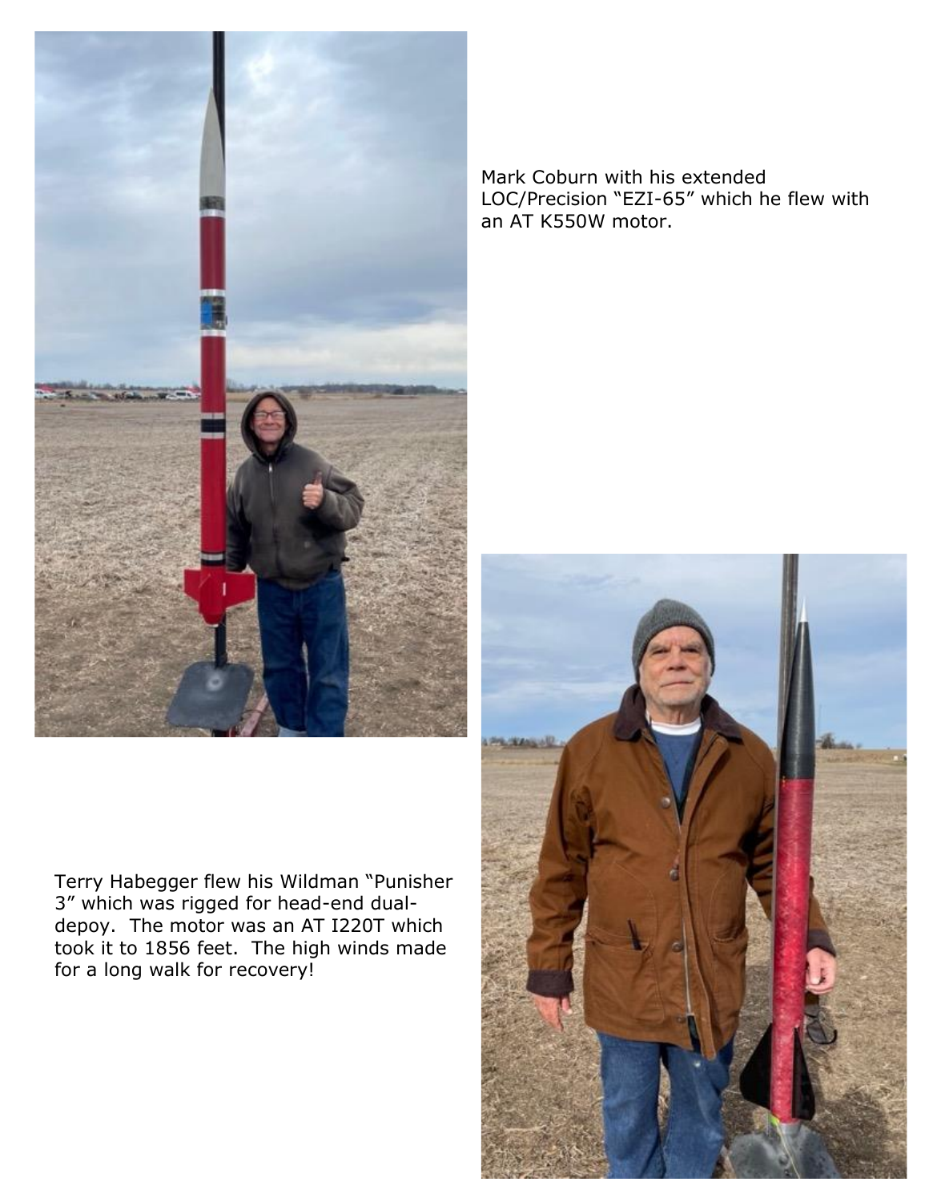Mark Coburn with his extended LOC/Precision “EZI-65” which he flew with an AT K550W motor.

Terry Habegger flew his Wildman “Punisher 3” which was rigged for head-end dual-depoy. The motor was an AT I220T which took it to 1856 feet. The high winds made for a long walk for recovery!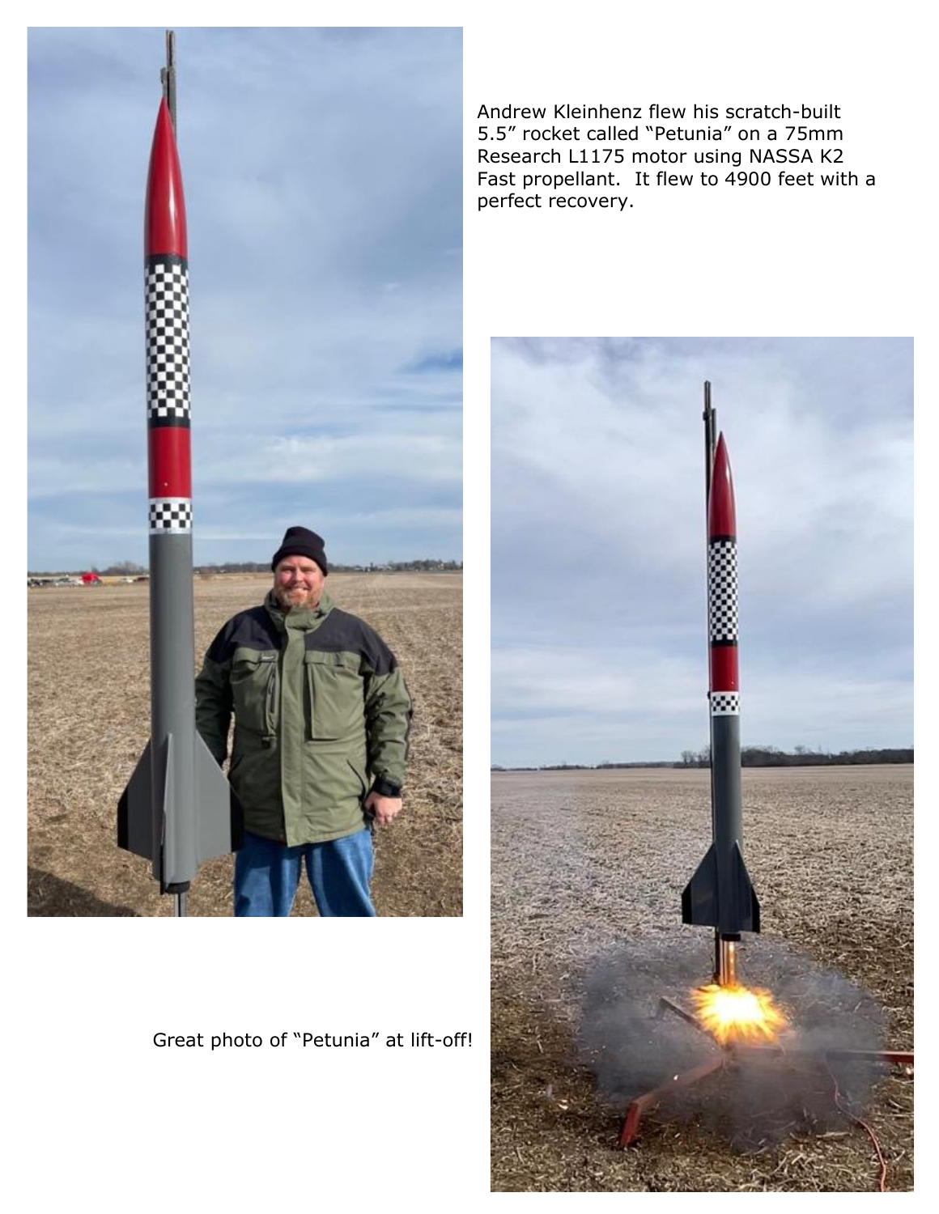Andrew Kleinhenz flew his scratch-built 5.5” rocket called “Petunia” on a 75mm Research L1175 motor using NASSA K2 Fast propellant. It flew to 4900 feet with a perfect recovery.

Great photo of “Petunia” at lift-off!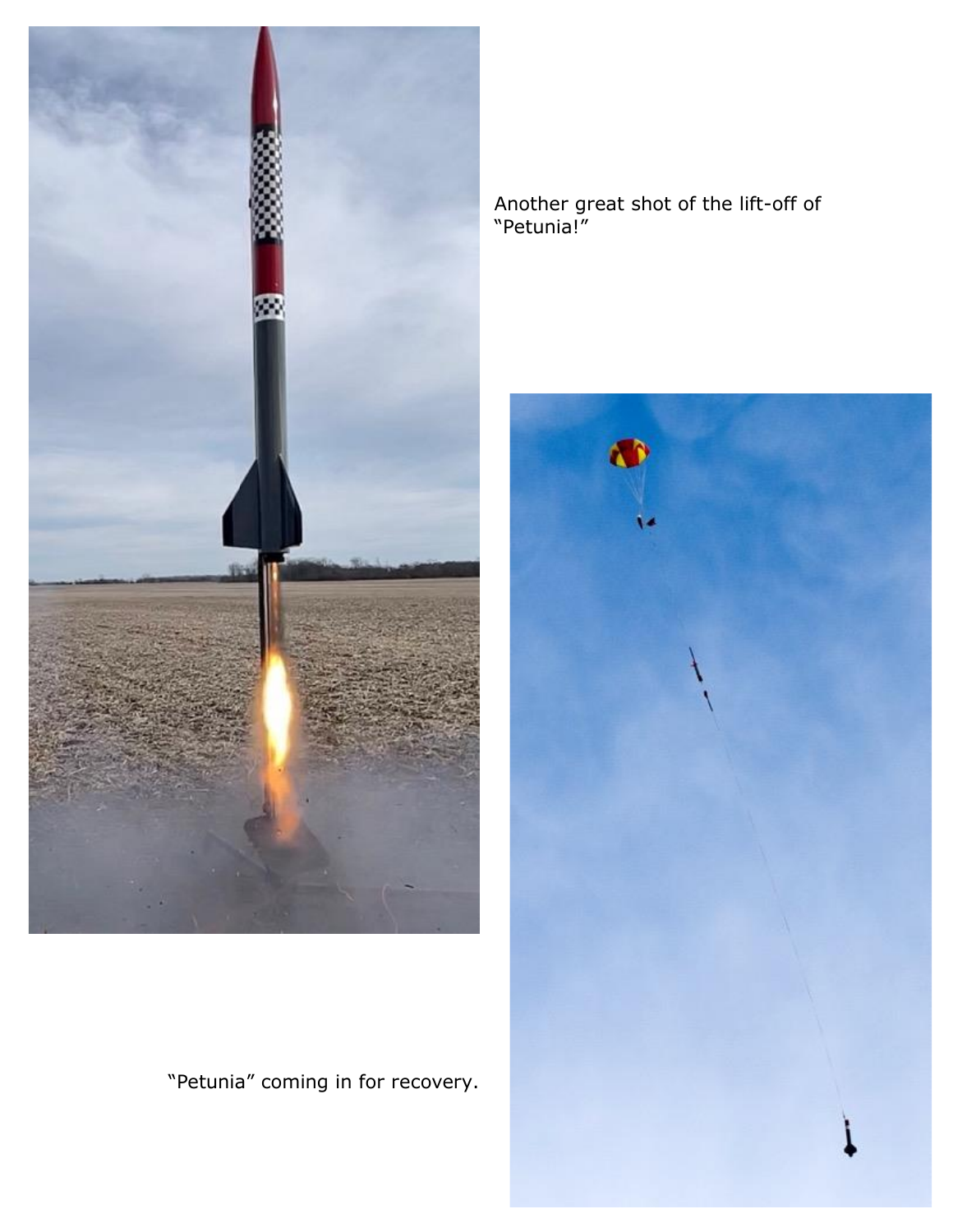Another great shot of the lift-off of "Petunia!"

"Petunia" coming in for recovery.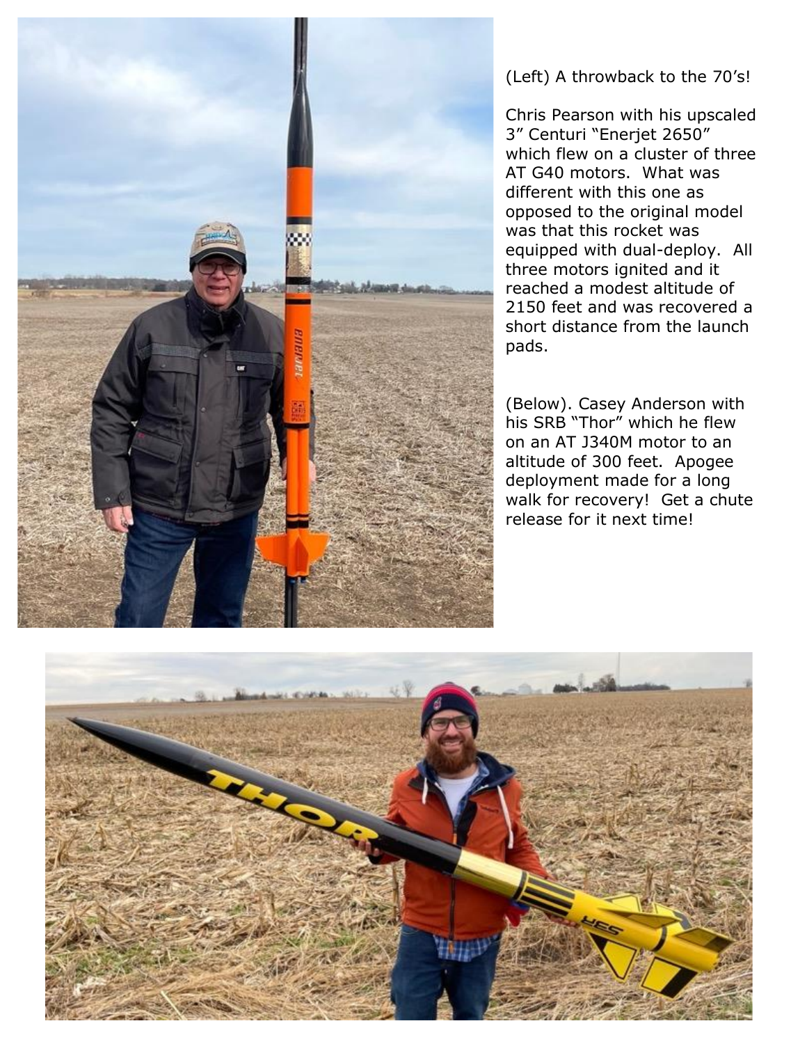(Left) A throwback to the 70's!

Chris Pearson with his upscaled 3" Centuri "Enerjet 2650" which flew on a cluster of three AT G40 motors. What was different with this one as opposed to the original model was that this rocket was equipped with dual-deploy. All three motors ignited and it reached a modest altitude of 2150 feet and was recovered a short distance from the launch pads.

(Below). Casey Anderson with his SRB "Thor" which he flew on an AT J340M motor to an altitude of 300 feet. Apogee deployment made for a long walk for recovery! Get a chute release for it next time!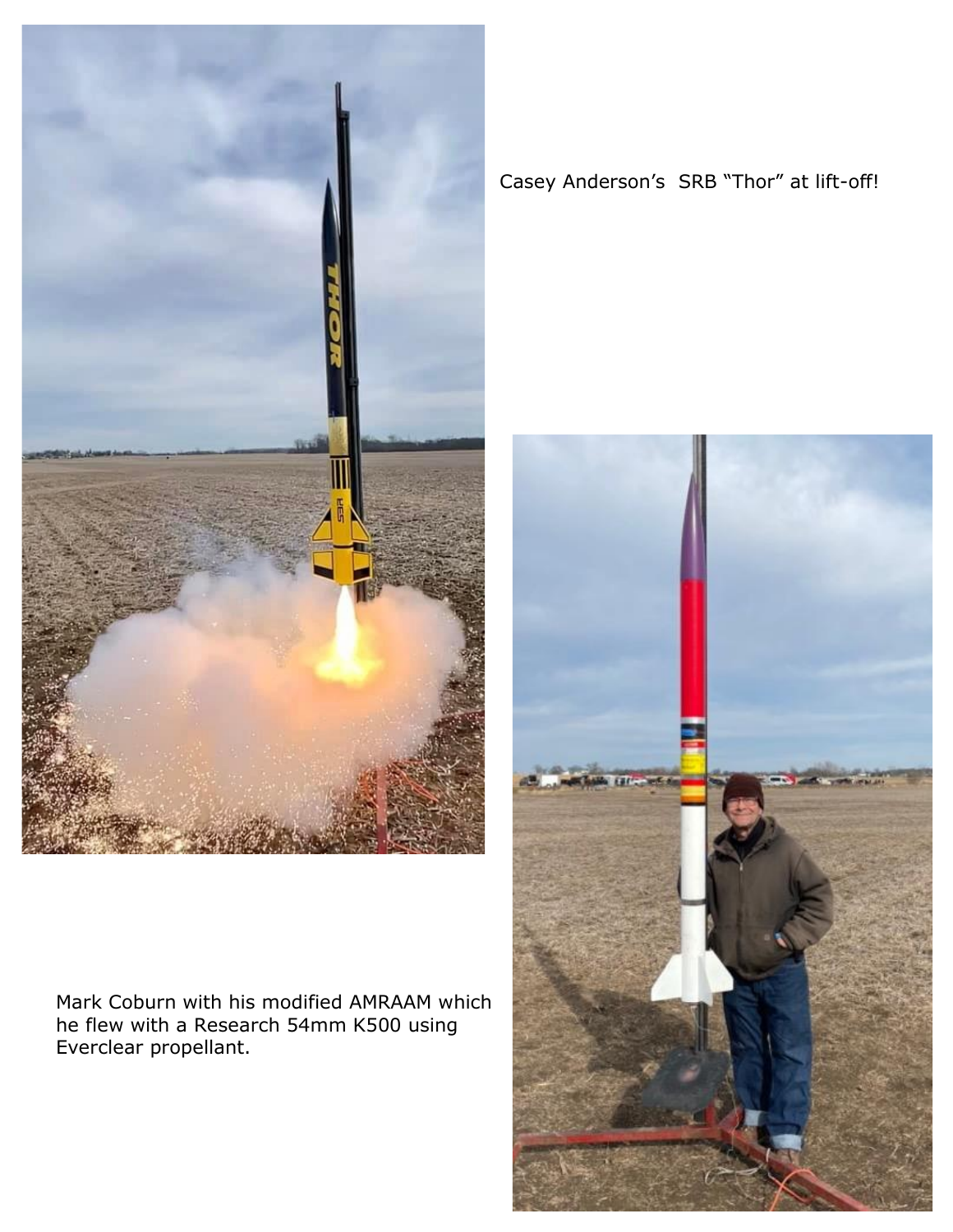Casey Anderson's SRB "Thor" at lift-off!

Mark Coburn with his modified AMRAAM which he flew with a Research 54mm K500 using Everclear propellant.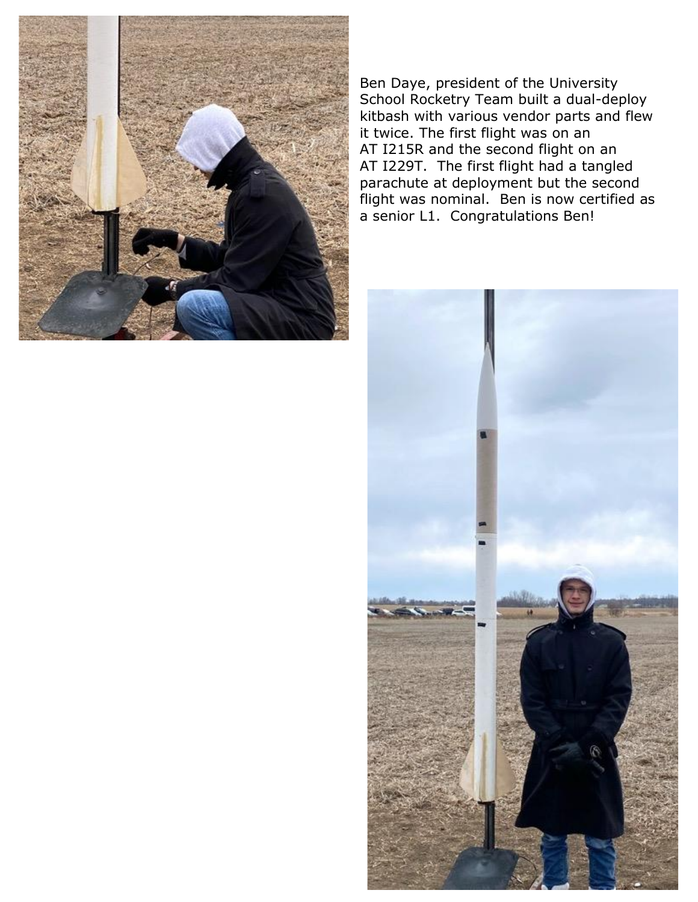Ben Daye, president of the University School Rocketry Team built a dual-deploy kitbash with various vendor parts and flew it twice. The first flight was on an AT I215R and the second flight on an AT I229T. The first flight had a tangled parachute at deployment but the second flight was nominal. Ben is now certified as a senior L1. Congratulations Ben!